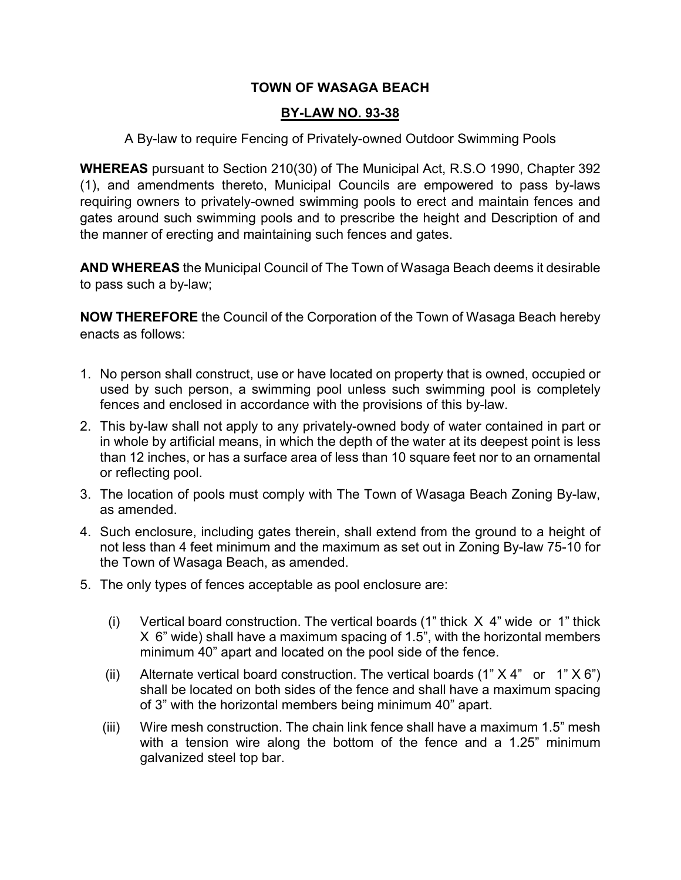# TOWN OF WASAGA BEACH

## BY-LAW NO. 93-38

A By-law to require Fencing of Privately-owned Outdoor Swimming Pools

**WHEREAS** pursuant to Section 210(30) of The Municipal Act, R.S.O 1990, Chapter 392 (1), and amendments thereto, Municipal Councils are empowered to pass by-laws requiring owners to privately-owned swimming pools to erect and maintain fences and gates around such swimming pools and to prescribe the height and Description of and the manner of erecting and maintaining such fences and gates.

**AND WHEREAS** the Municipal Council of The Town of Wasaga Beach deems it desirable to pass such a by-law;

**NOW THEREFORE** the Council of the Corporation of the Town of Wasaga Beach hereby enacts as follows:

1. No person shall construct, use or have located on property that is owned, occupied or used by such person, a swimming pool unless such swimming pool is completely fences and enclosed in accordance with the provisions of this by-law.
2. This by-law shall not apply to any privately-owned body of water contained in part or in whole by artificial means, in which the depth of the water at its deepest point is less than 12 inches, or has a surface area of less than 10 square feet nor to an ornamental or reflecting pool.
3. The location of pools must comply with The Town of Wasaga Beach Zoning By-law, as amended.
4. Such enclosure, including gates therein, shall extend from the ground to a height of not less than 4 feet minimum and the maximum as set out in Zoning By-law 75-10 for the Town of Wasaga Beach, as amended.
5. The only types of fences acceptable as pool enclosure are:

   (i) Vertical board construction. The vertical boards (1" thick X 4" wide or 1" thick X 6" wide) shall have a maximum spacing of 1.5", with the horizontal members minimum 40" apart and located on the pool side of the fence.

   (ii) Alternate vertical board construction. The vertical boards (1" X 4" or 1" X 6") shall be located on both sides of the fence and shall have a maximum spacing of 3" with the horizontal members being minimum 40" apart.

   (iii) Wire mesh construction. The chain link fence shall have a maximum 1.5" mesh with a tension wire along the bottom of the fence and a 1.25" minimum galvanized steel top bar.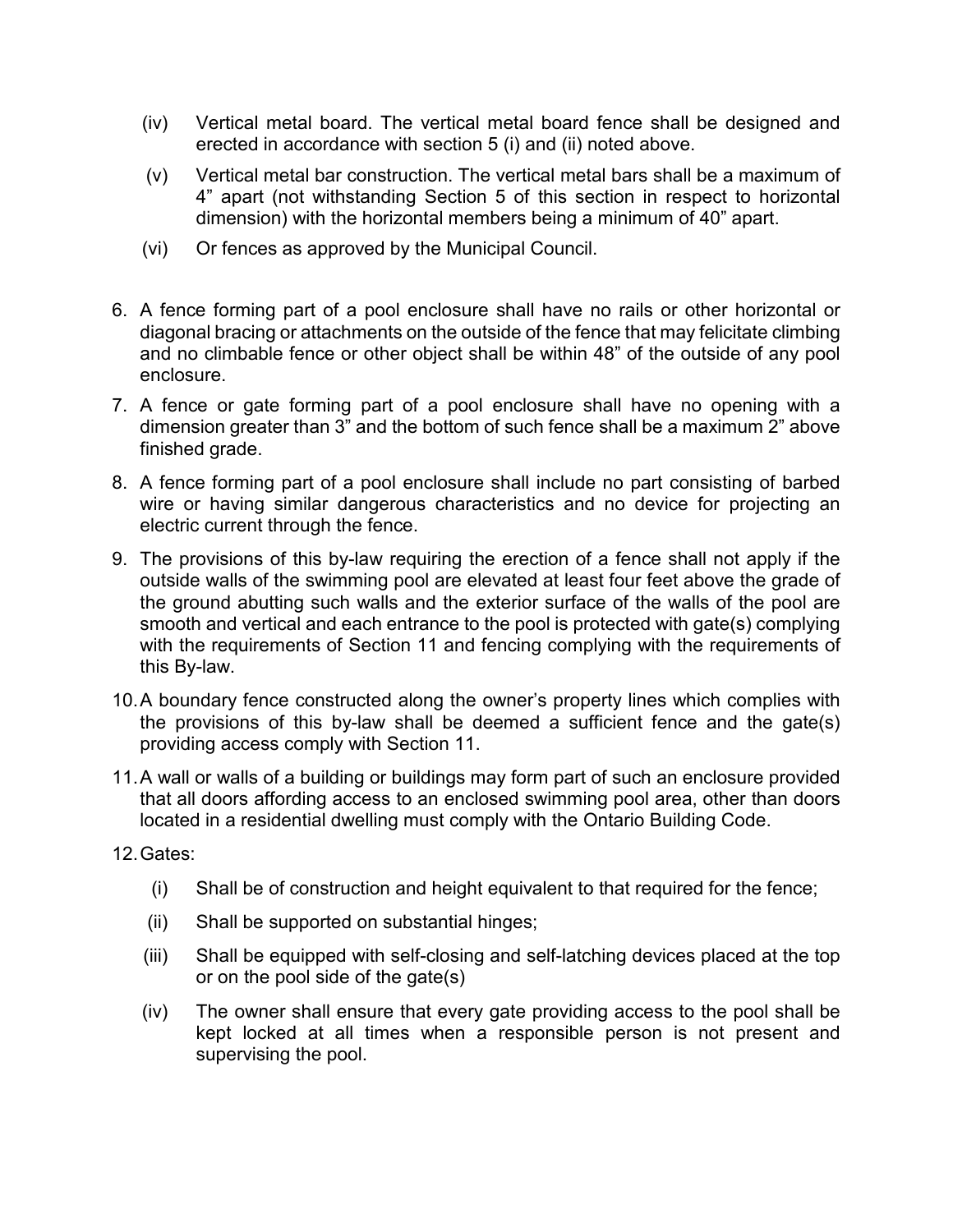(iv) Vertical metal board. The vertical metal board fence shall be designed and erected in accordance with section 5 (i) and (ii) noted above.

(v) Vertical metal bar construction. The vertical metal bars shall be a maximum of 4" apart (not withstanding Section 5 of this section in respect to horizontal dimension) with the horizontal members being a minimum of 40" apart.

(vi) Or fences as approved by the Municipal Council.

6. A fence forming part of a pool enclosure shall have no rails or other horizontal or diagonal bracing or attachments on the outside of the fence that may felicitate climbing and no climbable fence or other object shall be within 48" of the outside of any pool enclosure.

7. A fence or gate forming part of a pool enclosure shall have no opening with a dimension greater than 3" and the bottom of such fence shall be a maximum 2" above finished grade.

8. A fence forming part of a pool enclosure shall include no part consisting of barbed wire or having similar dangerous characteristics and no device for projecting an electric current through the fence.

9. The provisions of this by-law requiring the erection of a fence shall not apply if the outside walls of the swimming pool are elevated at least four feet above the grade of the ground abutting such walls and the exterior surface of the walls of the pool are smooth and vertical and each entrance to the pool is protected with gate(s) complying with the requirements of Section 11 and fencing complying with the requirements of this By-law.

10. A boundary fence constructed along the owner's property lines which complies with the provisions of this by-law shall be deemed a sufficient fence and the gate(s) providing access comply with Section 11.

11. A wall or walls of a building or buildings may form part of such an enclosure provided that all doors affording access to an enclosed swimming pool area, other than doors located in a residential dwelling must comply with the Ontario Building Code.

12. Gates:

(i) Shall be of construction and height equivalent to that required for the fence;

(ii) Shall be supported on substantial hinges;

(iii) Shall be equipped with self-closing and self-latching devices placed at the top or on the pool side of the gate(s)

(iv) The owner shall ensure that every gate providing access to the pool shall be kept locked at all times when a responsible person is not present and supervising the pool.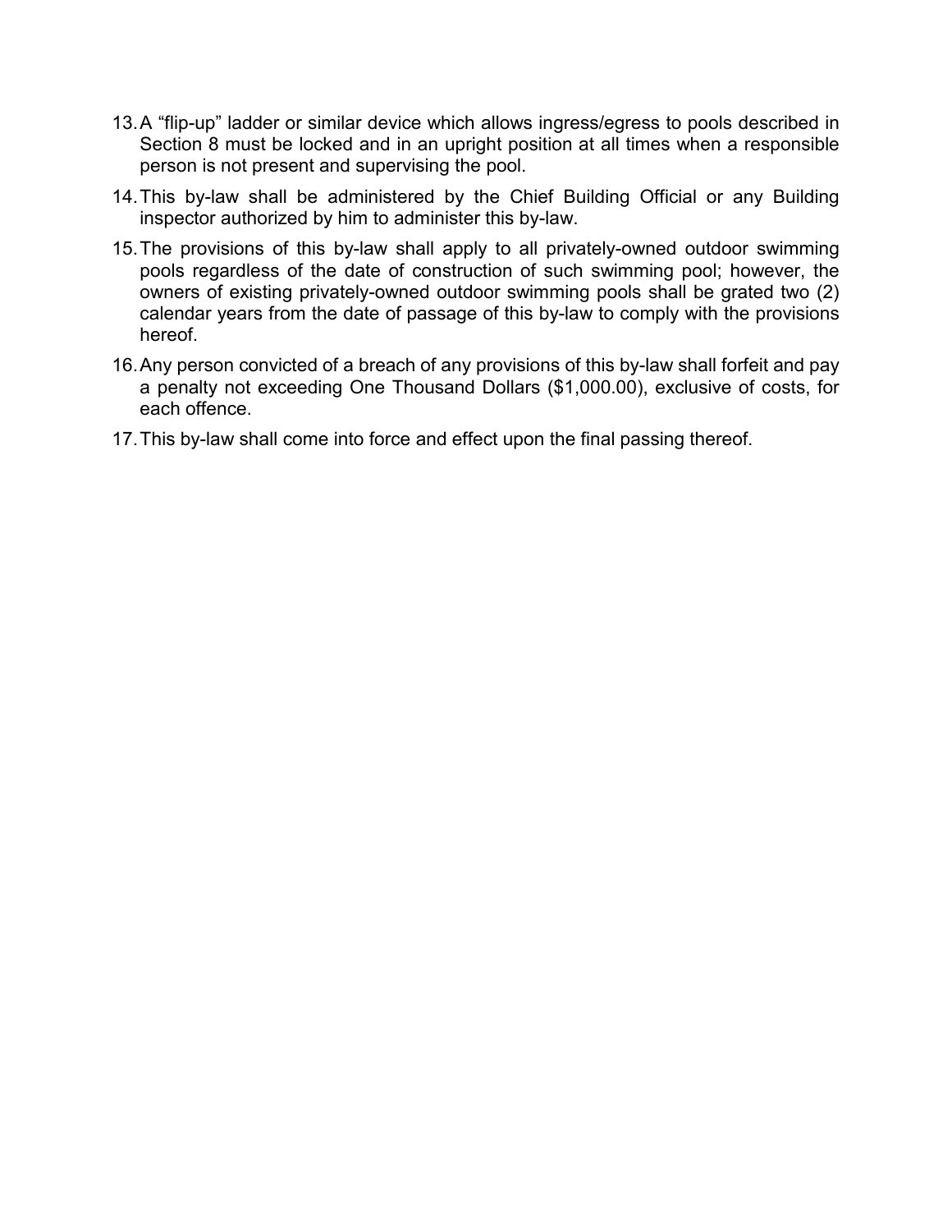13. A “flip-up” ladder or similar device which allows ingress/egress to pools described in Section 8 must be locked and in an upright position at all times when a responsible person is not present and supervising the pool.
14. This by-law shall be administered by the Chief Building Official or any Building inspector authorized by him to administer this by-law.
15. The provisions of this by-law shall apply to all privately-owned outdoor swimming pools regardless of the date of construction of such swimming pool; however, the owners of existing privately-owned outdoor swimming pools shall be grated two (2) calendar years from the date of passage of this by-law to comply with the provisions hereof.
16. Any person convicted of a breach of any provisions of this by-law shall forfeit and pay a penalty not exceeding One Thousand Dollars ($1,000.00), exclusive of costs, for each offence.
17. This by-law shall come into force and effect upon the final passing thereof.